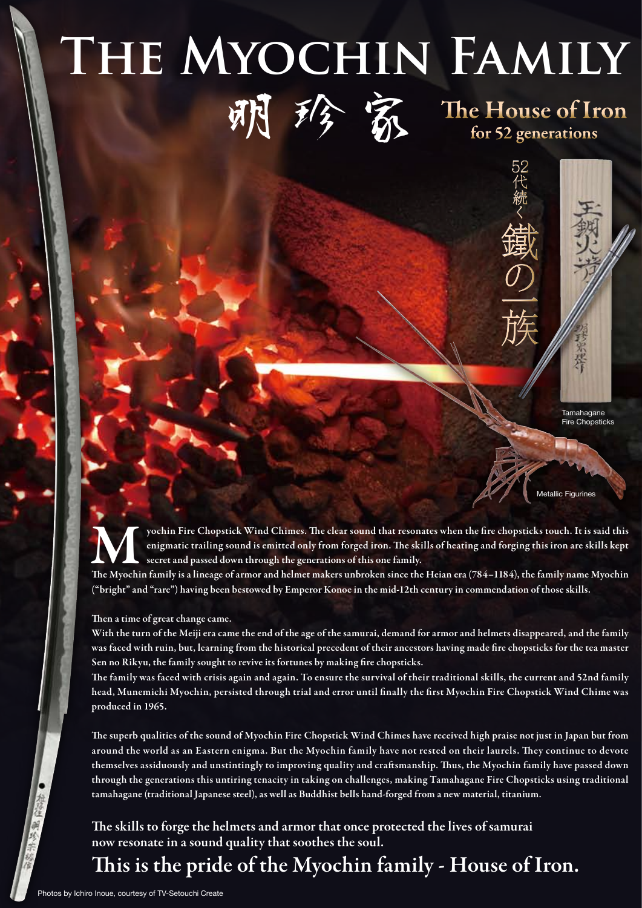# The Myochin Family

## 明珍家

### The House of Iron for 52 generations

52代続く鐵の一族

Tamahagane Fire Chopsticks

Metallic Figurines

**Myochin Fire Chopstick Wind Chimes. The clear sound that resonates when the fire chopsticks touch. It is said this enigmatic trailing sound is emitted only from forged iron. The skills of heating and forging this iron are skills kept secret and passed down through the generations of this one family.**

**The Myochin family is a lineage of armor and helmet makers unbroken since the Heian era (784–1184), the family name Myochin ("bright" and "rare") having been bestowed by Emperor Konoe in the mid-12th century in commendation of those skills.**

**Then a time of great change came.**

**With the turn of the Meiji era came the end of the age of the samurai, demand for armor and helmets disappeared, and the family was faced with ruin, but, learning from the historical precedent of their ancestors having made fire chopsticks for the tea master Sen no Rikyu, the family sought to revive its fortunes by making fire chopsticks.**

**The family was faced with crisis again and again. To ensure the survival of their traditional skills, the current and 52nd family head, Munemichi Myochin, persisted through trial and error until finally the first Myochin Fire Chopstick Wind Chime was produced in 1965.**

**The superb qualities of the sound of Myochin Fire Chopstick Wind Chimes have received high praise not just in Japan but from around the world as an Eastern enigma. But the Myochin family have not rested on their laurels. They continue to devote themselves assiduously and unstintingly to improving quality and craftsmanship. Thus, the Myochin family have passed down through the generations this untiring tenacity in taking on challenges, making Tamahagane Fire Chopsticks using traditional tamahagane (traditional Japanese steel), as well as Buddhist bells hand-forged from a new material, titanium.**

**The skills to forge the helmets and armor that once protected the lives of samurai now resonate in a sound quality that soothes the soul.**

## This is the pride of the Myochin family - House of Iron.

Photos by Ichiro Inoue, courtesy of TV-Setouchi Create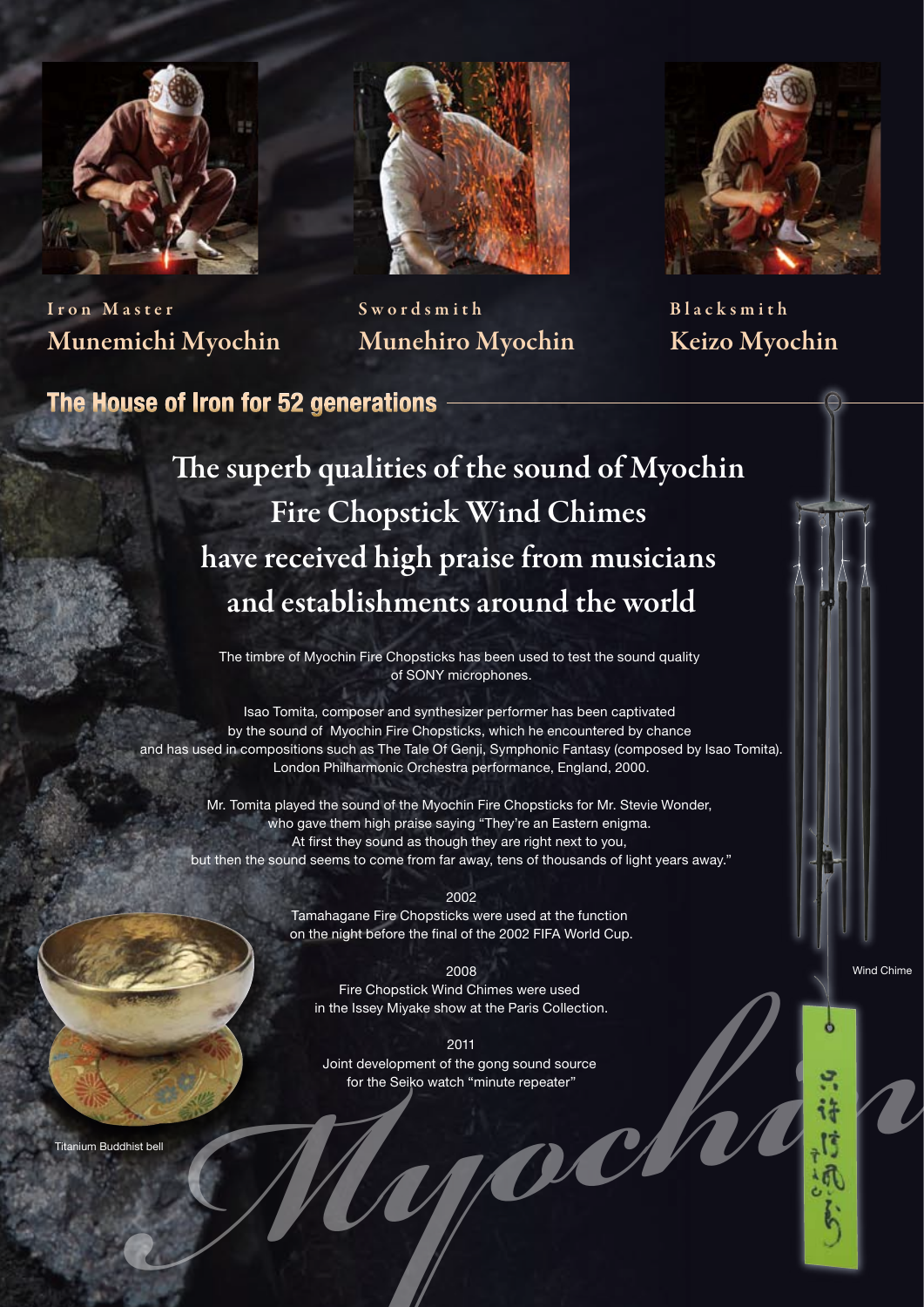Iron Master
**Munemichi Myochin**

Swordsmith
**Munehiro Myochin**

Blacksmith
**Keizo Myochin**

## The House of Iron for 52 generations

# The superb qualities of the sound of Myochin Fire Chopstick Wind Chimes have received high praise from musicians and establishments around the world

The timbre of Myochin Fire Chopsticks has been used to test the sound quality of SONY microphones.

Isao Tomita, composer and synthesizer performer has been captivated by the sound of Myochin Fire Chopsticks, which he encountered by chance and has used in compositions such as The Tale Of Genji, Symphonic Fantasy (composed by Isao Tomita). London Philharmonic Orchestra performance, England, 2000.

Mr. Tomita played the sound of the Myochin Fire Chopsticks for Mr. Stevie Wonder, who gave them high praise saying "They're an Eastern enigma. At first they sound as though they are right next to you, but then the sound seems to come from far away, tens of thousands of light years away."

2002
Tamahagane Fire Chopsticks were used at the function on the night before the final of the 2002 FIFA World Cup.

2008
Fire Chopstick Wind Chimes were used in the Issey Miyake show at the Paris Collection.

2011
Joint development of the gong sound source for the Seiko watch "minute repeater"

Titanium Buddhist bell

Wind Chime

*Myochin*